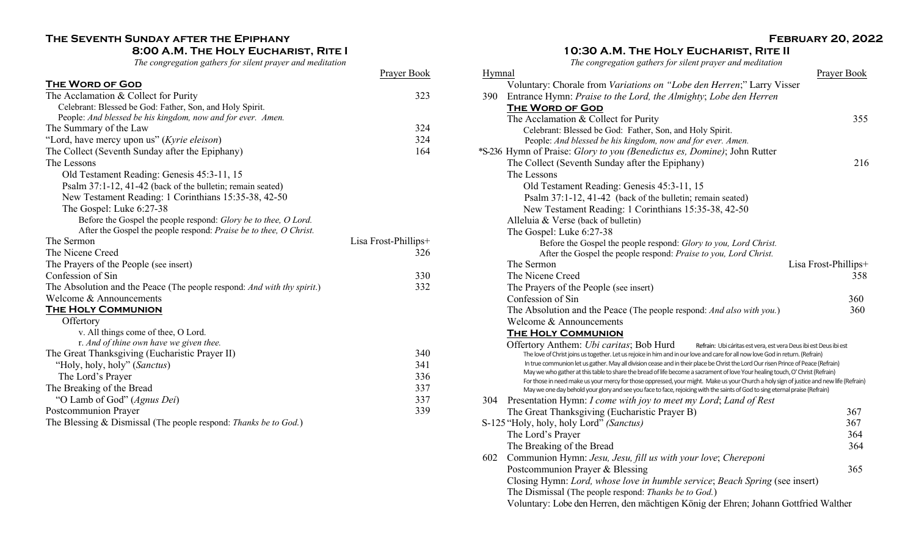# The Seventh Sunday after the Epiphany

# February 20, 2022

## 8:00 A.M. The Holy Eucharist, Rite I

*The congregation gathers for silent prayer and meditation*

| | Prayer Book |
|---|---|
| **The Word of God** | |
| The Acclamation & Collect for Purity | 323 |
| Celebrant: Blessed be God: Father, Son, and Holy Spirit. | |
| People: *And blessed be his kingdom, now and for ever. Amen.* | |
| The Summary of the Law | 324 |
| "Lord, have mercy upon us" (*Kyrie eleison*) | 324 |
| The Collect (Seventh Sunday after the Epiphany) | 164 |
| The Lessons | |
| Old Testament Reading: Genesis 45:3-11, 15 | |
| Psalm 37:1-12, 41-42 (back of the bulletin; remain seated) | |
| New Testament Reading: 1 Corinthians 15:35-38, 42-50 | |
| The Gospel: Luke 6:27-38 | |
| Before the Gospel the people respond: *Glory be to thee, O Lord.* | |
| After the Gospel the people respond: *Praise be to thee, O Christ.* | |
| The Sermon | Lisa Frost-Phillips+ |
| The Nicene Creed | 326 |
| The Prayers of the People (see insert) | |
| Confession of Sin | 330 |
| The Absolution and the Peace (The people respond: *And with thy spirit.*) | 332 |
| Welcome & Announcements | |
| **The Holy Communion** | |
| Offertory | |
| v. All things come of thee, O Lord. | |
| r. *And of thine own have we given thee.* | |
| The Great Thanksgiving (Eucharistic Prayer II) | 340 |
| "Holy, holy, holy" (*Sanctus*) | 341 |
| The Lord's Prayer | 336 |
| The Breaking of the Bread | 337 |
| "O Lamb of God" (*Agnus Dei*) | 337 |
| Postcommunion Prayer | 339 |
| The Blessing & Dismissal (The people respond: *Thanks be to God.*) | |

## 10:30 A.M. The Holy Eucharist, Rite II

*The congregation gathers for silent prayer and meditation*

| Hymnal | | Prayer Book |
|---|---|---|
| | Voluntary: Chorale from *Variations on "Lobe den Herren*;" Larry Visser | |
| 390 | Entrance Hymn: *Praise to the Lord, the Almighty*; *Lobe den Herren* | |
| | **The Word of God** | |
| | The Acclamation & Collect for Purity | 355 |
| | Celebrant: Blessed be God: Father, Son, and Holy Spirit. | |
| | People: *And blessed be his kingdom, now and for ever. Amen.* | |
| *S-236 | Hymn of Praise: *Glory to you (Benedictus es, Domine)*; John Rutter | |
| | The Collect (Seventh Sunday after the Epiphany) | 216 |
| | The Lessons | |
| | Old Testament Reading: Genesis 45:3-11, 15 | |
| | Psalm 37:1-12, 41-42 (back of the bulletin; remain seated) | |
| | New Testament Reading: 1 Corinthians 15:35-38, 42-50 | |
| | Alleluia & Verse (back of bulletin) | |
| | The Gospel: Luke 6:27-38 | |
| | Before the Gospel the people respond: *Glory to you, Lord Christ.* | |
| | After the Gospel the people respond: *Praise to you, Lord Christ.* | |
| | The Sermon | Lisa Frost-Phillips+ |
| | The Nicene Creed | 358 |
| | The Prayers of the People (see insert) | |
| | Confession of Sin | 360 |
| | The Absolution and the Peace (The people respond: *And also with you.*) | 360 |
| | Welcome & Announcements | |
| | **The Holy Communion** | |
| | Offertory Anthem: *Ubi caritas*; Bob Hurd — Refrain: Ubi cáritas est vera, est vera Deus ibi est Deus ibi est. The love of Christ joins us together. Let us rejoice in him and in our love and care for all now love God in return. (Refrain) In true communion let us gather. May all division cease and in their place be Christ the Lord Our risen Prince of Peace (Refrain) May we who gather at this table to share the bread of life become a sacrament of love Your healing touch, O' Christ (Refrain) For those in need make us your mercy for those oppressed, your might. Make us your Church a holy sign of justice and new life (Refrain) May we one day behold your glory and see you face to face, rejoicing with the saints of God to sing eternal praise (Refrain) | |
| 304 | Presentation Hymn: *I come with joy to meet my Lord*; *Land of Rest* | |
| | The Great Thanksgiving (Eucharistic Prayer B) | 367 |
| S-125 | "Holy, holy, holy Lord" *(Sanctus)* | 367 |
| | The Lord's Prayer | 364 |
| | The Breaking of the Bread | 364 |
| 602 | Communion Hymn: *Jesu, Jesu, fill us with your love*; *Chereponi* | |
| | Postcommunion Prayer & Blessing | 365 |
| | Closing Hymn: *Lord, whose love in humble service*; *Beach Spring* (see insert) | |
| | The Dismissal (The people respond: *Thanks be to God.*) | |
| | Voluntary: Lobe den Herren, den mächtigen König der Ehren; Johann Gottfried Walther | |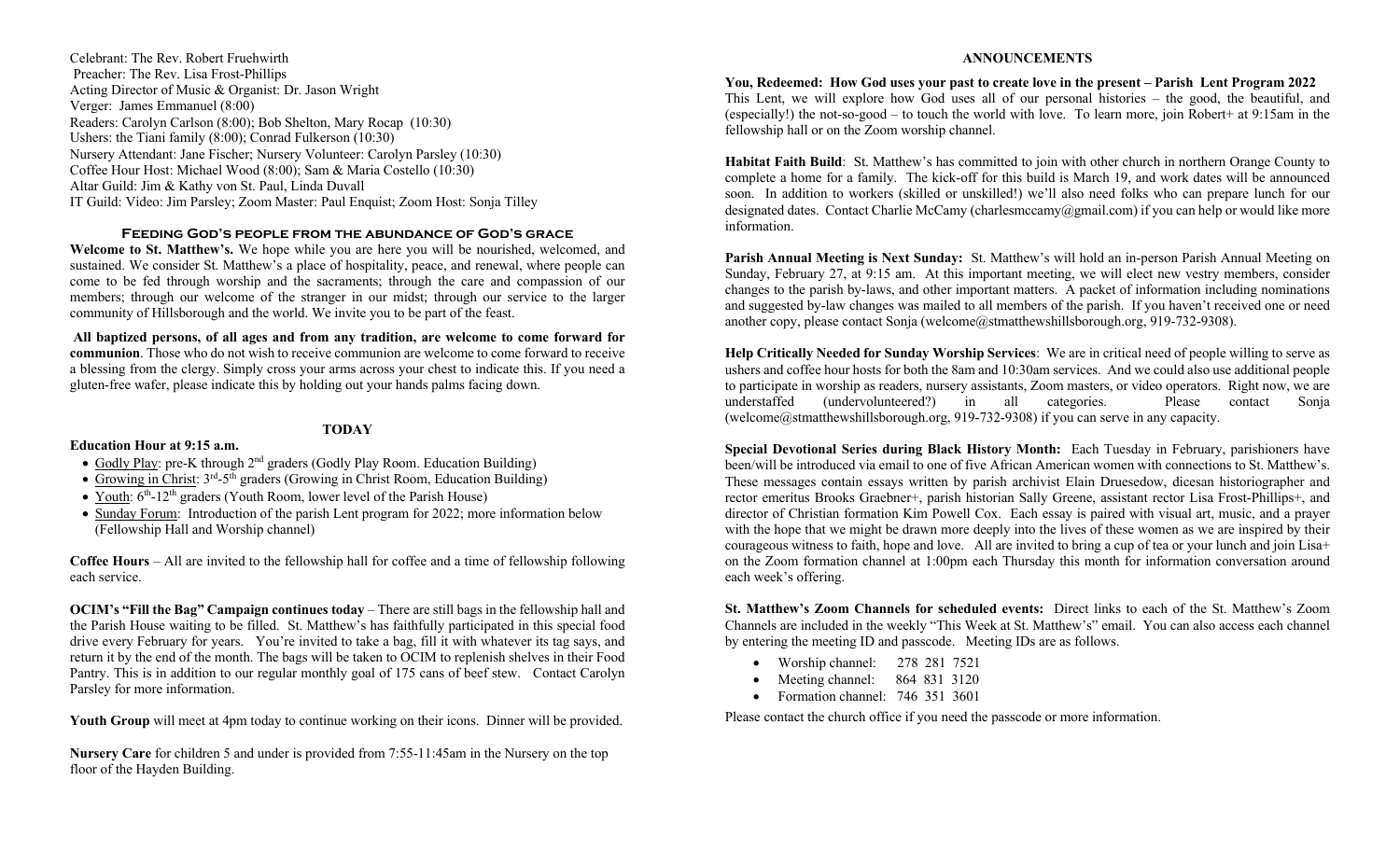Celebrant: The Rev. Robert Fruehwirth
Preacher: The Rev. Lisa Frost-Phillips
Acting Director of Music & Organist: Dr. Jason Wright
Verger: James Emmanuel (8:00)
Readers: Carolyn Carlson (8:00); Bob Shelton, Mary Rocap (10:30)
Ushers: the Tiani family (8:00); Conrad Fulkerson (10:30)
Nursery Attendant: Jane Fischer; Nursery Volunteer: Carolyn Parsley (10:30)
Coffee Hour Host: Michael Wood (8:00); Sam & Maria Costello (10:30)
Altar Guild: Jim & Kathy von St. Paul, Linda Duvall
IT Guild: Video: Jim Parsley; Zoom Master: Paul Enquist; Zoom Host: Sonja Tilley

## Feeding God's people from the abundance of God's grace

**Welcome to St. Matthew's.** We hope while you are here you will be nourished, welcomed, and sustained. We consider St. Matthew's a place of hospitality, peace, and renewal, where people can come to be fed through worship and the sacraments; through the care and compassion of our members; through our welcome of the stranger in our midst; through our service to the larger community of Hillsborough and the world. We invite you to be part of the feast.

**All baptized persons, of all ages and from any tradition, are welcome to come forward for communion**. Those who do not wish to receive communion are welcome to come forward to receive a blessing from the clergy. Simply cross your arms across your chest to indicate this. If you need a gluten-free wafer, please indicate this by holding out your hands palms facing down.

## TODAY

**Education Hour at 9:15 a.m.**

- Godly Play: pre-K through 2nd graders (Godly Play Room. Education Building)
- Growing in Christ: 3rd-5th graders (Growing in Christ Room, Education Building)
- Youth: 6th-12th graders (Youth Room, lower level of the Parish House)
- Sunday Forum: Introduction of the parish Lent program for 2022; more information below (Fellowship Hall and Worship channel)

**Coffee Hours** – All are invited to the fellowship hall for coffee and a time of fellowship following each service.

**OCIM's "Fill the Bag" Campaign continues today** – There are still bags in the fellowship hall and the Parish House waiting to be filled. St. Matthew's has faithfully participated in this special food drive every February for years. You're invited to take a bag, fill it with whatever its tag says, and return it by the end of the month. The bags will be taken to OCIM to replenish shelves in their Food Pantry. This is in addition to our regular monthly goal of 175 cans of beef stew. Contact Carolyn Parsley for more information.

**Youth Group** will meet at 4pm today to continue working on their icons. Dinner will be provided.

**Nursery Care** for children 5 and under is provided from 7:55-11:45am in the Nursery on the top floor of the Hayden Building.

## ANNOUNCEMENTS

**You, Redeemed: How God uses your past to create love in the present – Parish Lent Program 2022**
This Lent, we will explore how God uses all of our personal histories – the good, the beautiful, and (especially!) the not-so-good – to touch the world with love. To learn more, join Robert+ at 9:15am in the fellowship hall or on the Zoom worship channel.

**Habitat Faith Build**: St. Matthew's has committed to join with other church in northern Orange County to complete a home for a family. The kick-off for this build is March 19, and work dates will be announced soon. In addition to workers (skilled or unskilled!) we'll also need folks who can prepare lunch for our designated dates. Contact Charlie McCamy (charlesmccamy@gmail.com) if you can help or would like more information.

**Parish Annual Meeting is Next Sunday:** St. Matthew's will hold an in-person Parish Annual Meeting on Sunday, February 27, at 9:15 am. At this important meeting, we will elect new vestry members, consider changes to the parish by-laws, and other important matters. A packet of information including nominations and suggested by-law changes was mailed to all members of the parish. If you haven't received one or need another copy, please contact Sonja (welcome@stmatthewshillsborough.org, 919-732-9308).

**Help Critically Needed for Sunday Worship Services**: We are in critical need of people willing to serve as ushers and coffee hour hosts for both the 8am and 10:30am services. And we could also use additional people to participate in worship as readers, nursery assistants, Zoom masters, or video operators. Right now, we are understaffed (undervolunteered?) in all categories. Please contact Sonja (welcome@stmatthewshillsborough.org, 919-732-9308) if you can serve in any capacity.

**Special Devotional Series during Black History Month:** Each Tuesday in February, parishioners have been/will be introduced via email to one of five African American women with connections to St. Matthew's. These messages contain essays written by parish archivist Elain Druesedow, dicesan historiographer and rector emeritus Brooks Graebner+, parish historian Sally Greene, assistant rector Lisa Frost-Phillips+, and director of Christian formation Kim Powell Cox. Each essay is paired with visual art, music, and a prayer with the hope that we might be drawn more deeply into the lives of these women as we are inspired by their courageous witness to faith, hope and love. All are invited to bring a cup of tea or your lunch and join Lisa+ on the Zoom formation channel at 1:00pm each Thursday this month for information conversation around each week's offering.

**St. Matthew's Zoom Channels for scheduled events:** Direct links to each of the St. Matthew's Zoom Channels are included in the weekly "This Week at St. Matthew's" email. You can also access each channel by entering the meeting ID and passcode. Meeting IDs are as follows.

- Worship channel: 278 281 7521
- Meeting channel: 864 831 3120
- Formation channel: 746 351 3601

Please contact the church office if you need the passcode or more information.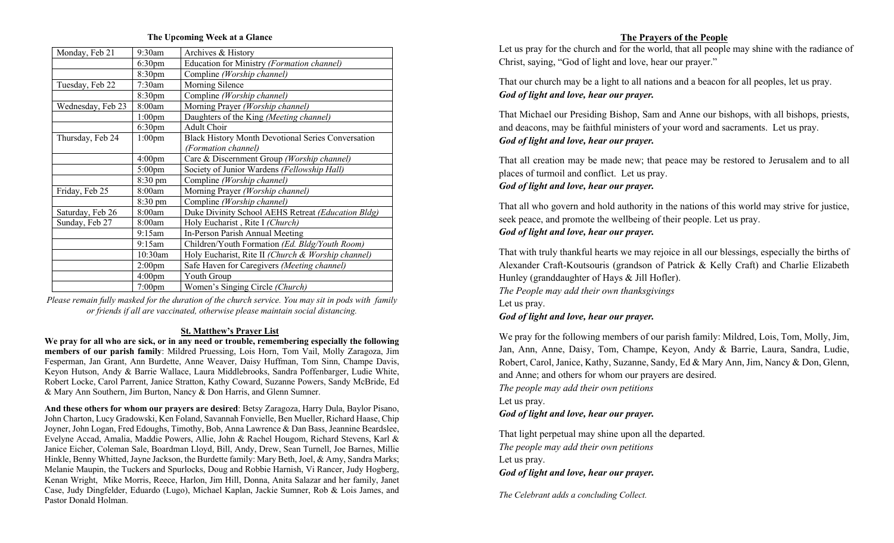**The Upcoming Week at a Glance**

| | | |
|---|---|---|
| Monday, Feb 21 | 9:30am | Archives & History |
| | 6:30pm | Education for Ministry *(Formation channel)* |
| | 8:30pm | Compline *(Worship channel)* |
| Tuesday, Feb 22 | 7:30am | Morning Silence |
| | 8:30pm | Compline *(Worship channel)* |
| Wednesday, Feb 23 | 8:00am | Morning Prayer *(Worship channel)* |
| | 1:00pm | Daughters of the King *(Meeting channel)* |
| | 6:30pm | Adult Choir |
| Thursday, Feb 24 | 1:00pm | Black History Month Devotional Series Conversation *(Formation channel)* |
| | 4:00pm | Care & Discernment Group *(Worship channel)* |
| | 5:00pm | Society of Junior Wardens *(Fellowship Hall)* |
| | 8:30 pm | Compline *(Worship channel)* |
| Friday, Feb 25 | 8:00am | Morning Prayer *(Worship channel)* |
| | 8:30 pm | Compline *(Worship channel)* |
| Saturday, Feb 26 | 8:00am | Duke Divinity School AEHS Retreat *(Education Bldg)* |
| Sunday, Feb 27 | 8:00am | Holy Eucharist , Rite I *(Church)* |
| | 9:15am | In-Person Parish Annual Meeting |
| | 9:15am | Children/Youth Formation *(Ed. Bldg/Youth Room)* |
| | 10:30am | Holy Eucharist, Rite II *(Church & Worship channel)* |
| | 2:00pm | Safe Haven for Caregivers *(Meeting channel)* |
| | 4:00pm | Youth Group |
| | 7:00pm | Women's Singing Circle *(Church)* |

*Please remain fully masked for the duration of the church service. You may sit in pods with family or friends if all are vaccinated, otherwise please maintain social distancing.*

## St. Matthew's Prayer List

**We pray for all who are sick, or in any need or trouble, remembering especially the following members of our parish family**: Mildred Pruessing, Lois Horn, Tom Vail, Molly Zaragoza, Jim Fesperman, Jan Grant, Ann Burdette, Anne Weaver, Daisy Huffman, Tom Sinn, Champe Davis, Keyon Hutson, Andy & Barrie Wallace, Laura Middlebrooks, Sandra Poffenbarger, Ludie White, Robert Locke, Carol Parrent, Janice Stratton, Kathy Coward, Suzanne Powers, Sandy McBride, Ed & Mary Ann Southern, Jim Burton, Nancy & Don Harris, and Glenn Sumner.

**And these others for whom our prayers are desired**: Betsy Zaragoza, Harry Dula, Baylor Pisano, John Charton, Lucy Gradowski, Ken Foland, Savannah Fonvielle, Ben Mueller, Richard Haase, Chip Joyner, John Logan, Fred Edoughs, Timothy, Bob, Anna Lawrence & Dan Bass, Jeannine Beardslee, Evelyne Accad, Amalia, Maddie Powers, Allie, John & Rachel Hougom, Richard Stevens, Karl & Janice Eicher, Coleman Sale, Boardman Lloyd, Bill, Andy, Drew, Sean Turnell, Joe Barnes, Millie Hinkle, Benny Whitted, Jayne Jackson, the Burdette family: Mary Beth, Joel, & Amy, Sandra Marks; Melanie Maupin, the Tuckers and Spurlocks, Doug and Robbie Harnish, Vi Rancer, Judy Hogberg, Kenan Wright, Mike Morris, Reece, Harlon, Jim Hill, Donna, Anita Salazar and her family, Janet Case, Judy Dingfelder, Eduardo (Lugo), Michael Kaplan, Jackie Sumner, Rob & Lois James, and Pastor Donald Holman.

## The Prayers of the People

Let us pray for the church and for the world, that all people may shine with the radiance of Christ, saying, "God of light and love, hear our prayer."

That our church may be a light to all nations and a beacon for all peoples, let us pray.
***God of light and love, hear our prayer.***

That Michael our Presiding Bishop, Sam and Anne our bishops, with all bishops, priests, and deacons, may be faithful ministers of your word and sacraments. Let us pray.
***God of light and love, hear our prayer.***

That all creation may be made new; that peace may be restored to Jerusalem and to all places of turmoil and conflict. Let us pray.
***God of light and love, hear our prayer.***

That all who govern and hold authority in the nations of this world may strive for justice, seek peace, and promote the wellbeing of their people. Let us pray.
***God of light and love, hear our prayer.***

That with truly thankful hearts we may rejoice in all our blessings, especially the births of Alexander Craft-Koutsouris (grandson of Patrick & Kelly Craft) and Charlie Elizabeth Hunley (granddaughter of Hays & Jill Hofler).
*The People may add their own thanksgivings*
Let us pray.
***God of light and love, hear our prayer.***

We pray for the following members of our parish family: Mildred, Lois, Tom, Molly, Jim, Jan, Ann, Anne, Daisy, Tom, Champe, Keyon, Andy & Barrie, Laura, Sandra, Ludie, Robert, Carol, Janice, Kathy, Suzanne, Sandy, Ed & Mary Ann, Jim, Nancy & Don, Glenn, and Anne; and others for whom our prayers are desired.
*The people may add their own petitions*
Let us pray.
***God of light and love, hear our prayer.***

That light perpetual may shine upon all the departed.
*The people may add their own petitions*
Let us pray.
***God of light and love, hear our prayer.***

*The Celebrant adds a concluding Collect.*